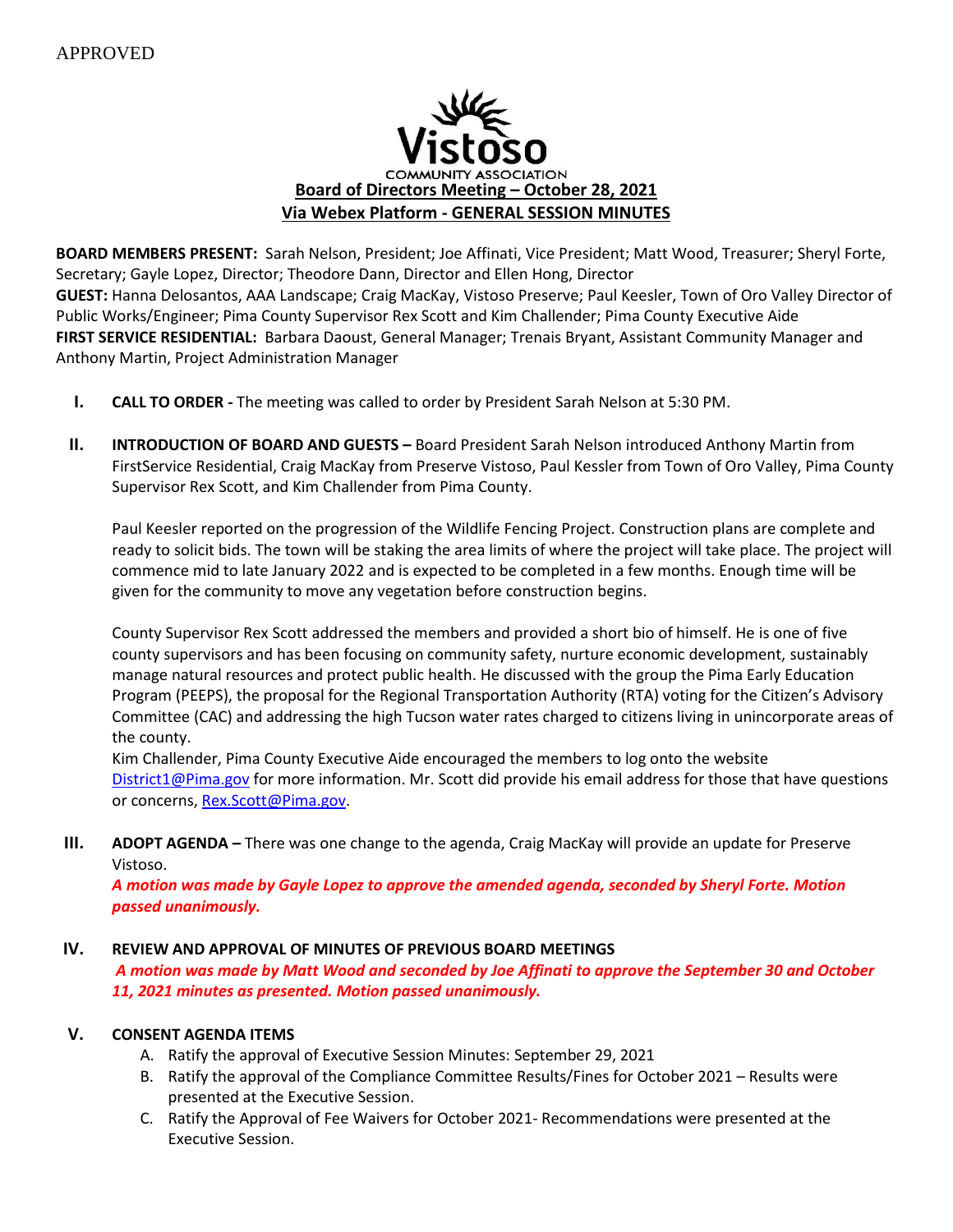APPROVED

Vistoso
COMMUNITY ASSOCIATION

# Board of Directors Meeting – October 28, 2021
## Via Webex Platform - GENERAL SESSION MINUTES

**BOARD MEMBERS PRESENT:** Sarah Nelson, President; Joe Affinati, Vice President; Matt Wood, Treasurer; Sheryl Forte, Secretary; Gayle Lopez, Director; Theodore Dann, Director and Ellen Hong, Director
**GUEST:** Hanna Delosantos, AAA Landscape; Craig MacKay, Vistoso Preserve; Paul Keesler, Town of Oro Valley Director of Public Works/Engineer; Pima County Supervisor Rex Scott and Kim Challender; Pima County Executive Aide
**FIRST SERVICE RESIDENTIAL:** Barbara Daoust, General Manager; Trenais Bryant, Assistant Community Manager and Anthony Martin, Project Administration Manager

**I. CALL TO ORDER -** The meeting was called to order by President Sarah Nelson at 5:30 PM.

**II. INTRODUCTION OF BOARD AND GUESTS –** Board President Sarah Nelson introduced Anthony Martin from FirstService Residential, Craig MacKay from Preserve Vistoso, Paul Kessler from Town of Oro Valley, Pima County Supervisor Rex Scott, and Kim Challender from Pima County.

Paul Keesler reported on the progression of the Wildlife Fencing Project. Construction plans are complete and ready to solicit bids. The town will be staking the area limits of where the project will take place. The project will commence mid to late January 2022 and is expected to be completed in a few months. Enough time will be given for the community to move any vegetation before construction begins.

County Supervisor Rex Scott addressed the members and provided a short bio of himself. He is one of five county supervisors and has been focusing on community safety, nurture economic development, sustainably manage natural resources and protect public health. He discussed with the group the Pima Early Education Program (PEEPS), the proposal for the Regional Transportation Authority (RTA) voting for the Citizen's Advisory Committee (CAC) and addressing the high Tucson water rates charged to citizens living in unincorporate areas of the county.
Kim Challender, Pima County Executive Aide encouraged the members to log onto the website District1@Pima.gov for more information. Mr. Scott did provide his email address for those that have questions or concerns, Rex.Scott@Pima.gov.

**III. ADOPT AGENDA –** There was one change to the agenda, Craig MacKay will provide an update for Preserve Vistoso.
***A motion was made by Gayle Lopez to approve the amended agenda, seconded by Sheryl Forte. Motion passed unanimously.***

**IV. REVIEW AND APPROVAL OF MINUTES OF PREVIOUS BOARD MEETINGS**
***A motion was made by Matt Wood and seconded by Joe Affinati to approve the September 30 and October 11, 2021 minutes as presented. Motion passed unanimously.***

**V. CONSENT AGENDA ITEMS**

A. Ratify the approval of Executive Session Minutes: September 29, 2021
B. Ratify the approval of the Compliance Committee Results/Fines for October 2021 – Results were presented at the Executive Session.
C. Ratify the Approval of Fee Waivers for October 2021- Recommendations were presented at the Executive Session.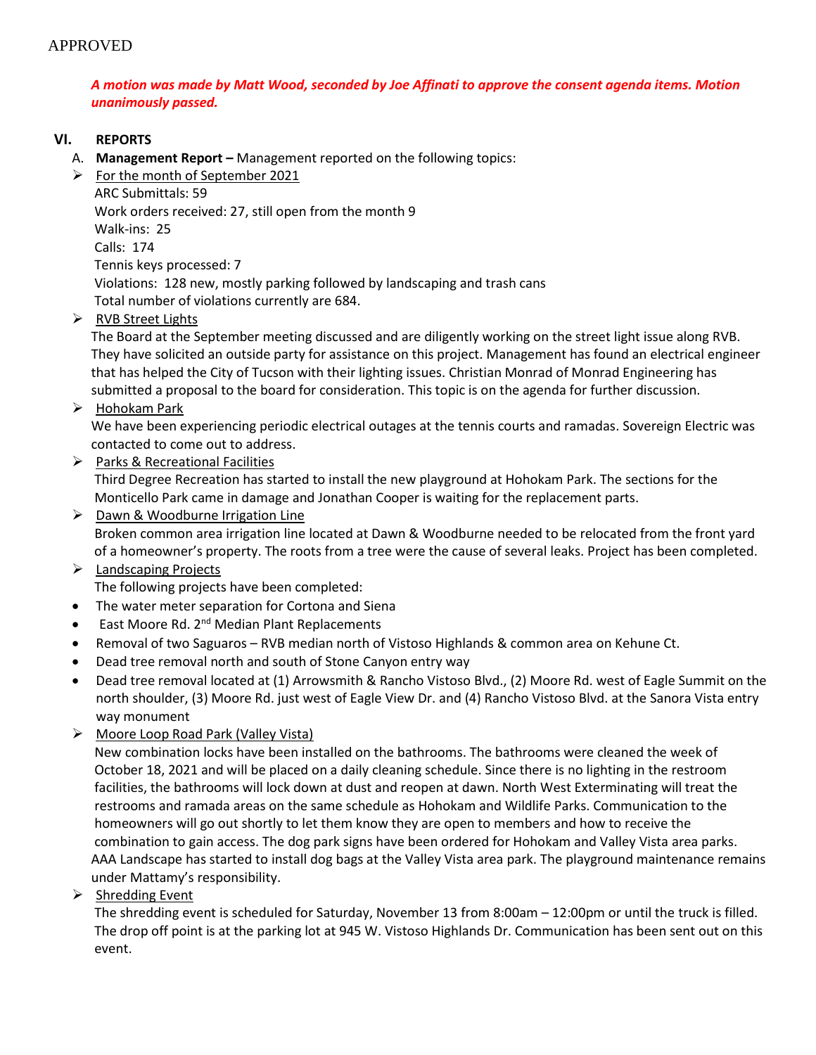APPROVED

***A motion was made by Matt Wood, seconded by Joe Affinati to approve the consent agenda items. Motion unanimously passed.***

## VI. REPORTS

A. **Management Report –** Management reported on the following topics:

- For the month of September 2021
  
  ARC Submittals: 59
  
  Work orders received: 27, still open from the month 9
  
  Walk-ins: 25
  
  Calls: 174
  
  Tennis keys processed: 7
  
  Violations: 128 new, mostly parking followed by landscaping and trash cans
  
  Total number of violations currently are 684.

- RVB Street Lights
  
  The Board at the September meeting discussed and are diligently working on the street light issue along RVB. They have solicited an outside party for assistance on this project. Management has found an electrical engineer that has helped the City of Tucson with their lighting issues. Christian Monrad of Monrad Engineering has submitted a proposal to the board for consideration. This topic is on the agenda for further discussion.

- Hohokam Park
  
  We have been experiencing periodic electrical outages at the tennis courts and ramadas. Sovereign Electric was contacted to come out to address.

- Parks & Recreational Facilities
  
  Third Degree Recreation has started to install the new playground at Hohokam Park. The sections for the Monticello Park came in damage and Jonathan Cooper is waiting for the replacement parts.

- Dawn & Woodburne Irrigation Line
  
  Broken common area irrigation line located at Dawn & Woodburne needed to be relocated from the front yard of a homeowner's property. The roots from a tree were the cause of several leaks. Project has been completed.

- Landscaping Projects
  
  The following projects have been completed:

- The water meter separation for Cortona and Siena
- East Moore Rd. 2nd Median Plant Replacements
- Removal of two Saguaros – RVB median north of Vistoso Highlands & common area on Kehune Ct.
- Dead tree removal north and south of Stone Canyon entry way
- Dead tree removal located at (1) Arrowsmith & Rancho Vistoso Blvd., (2) Moore Rd. west of Eagle Summit on the north shoulder, (3) Moore Rd. just west of Eagle View Dr. and (4) Rancho Vistoso Blvd. at the Sanora Vista entry way monument

- Moore Loop Road Park (Valley Vista)
  
  New combination locks have been installed on the bathrooms. The bathrooms were cleaned the week of October 18, 2021 and will be placed on a daily cleaning schedule. Since there is no lighting in the restroom facilities, the bathrooms will lock down at dust and reopen at dawn. North West Exterminating will treat the restrooms and ramada areas on the same schedule as Hohokam and Wildlife Parks. Communication to the homeowners will go out shortly to let them know they are open to members and how to receive the combination to gain access. The dog park signs have been ordered for Hohokam and Valley Vista area parks. AAA Landscape has started to install dog bags at the Valley Vista area park. The playground maintenance remains under Mattamy's responsibility.

- Shredding Event
  
  The shredding event is scheduled for Saturday, November 13 from 8:00am – 12:00pm or until the truck is filled. The drop off point is at the parking lot at 945 W. Vistoso Highlands Dr. Communication has been sent out on this event.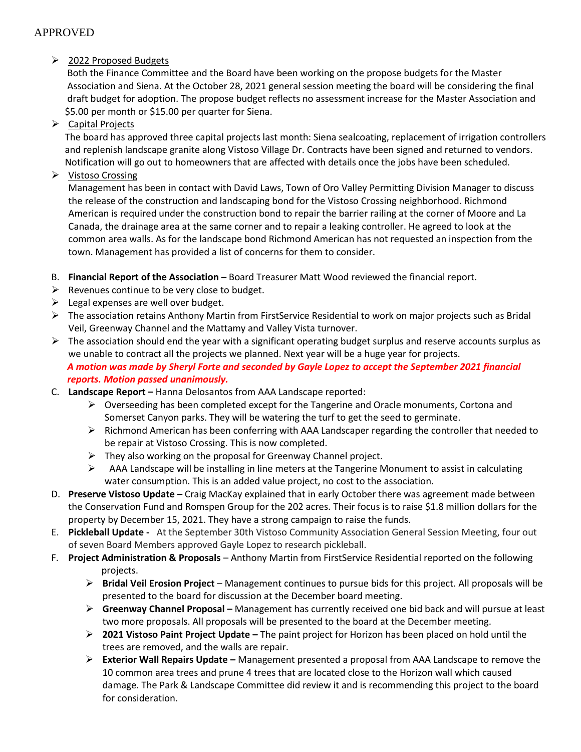APPROVED

- 2022 Proposed Budgets

  Both the Finance Committee and the Board have been working on the propose budgets for the Master Association and Siena. At the October 28, 2021 general session meeting the board will be considering the final draft budget for adoption. The propose budget reflects no assessment increase for the Master Association and $5.00 per month or $15.00 per quarter for Siena.

- Capital Projects

  The board has approved three capital projects last month: Siena sealcoating, replacement of irrigation controllers and replenish landscape granite along Vistoso Village Dr. Contracts have been signed and returned to vendors. Notification will go out to homeowners that are affected with details once the jobs have been scheduled.

- Vistoso Crossing

  Management has been in contact with David Laws, Town of Oro Valley Permitting Division Manager to discuss the release of the construction and landscaping bond for the Vistoso Crossing neighborhood. Richmond American is required under the construction bond to repair the barrier railing at the corner of Moore and La Canada, the drainage area at the same corner and to repair a leaking controller. He agreed to look at the common area walls. As for the landscape bond Richmond American has not requested an inspection from the town. Management has provided a list of concerns for them to consider.

B. **Financial Report of the Association –** Board Treasurer Matt Wood reviewed the financial report.

- Revenues continue to be very close to budget.
- Legal expenses are well over budget.
- The association retains Anthony Martin from FirstService Residential to work on major projects such as Bridal Veil, Greenway Channel and the Mattamy and Valley Vista turnover.
- The association should end the year with a significant operating budget surplus and reserve accounts surplus as we unable to contract all the projects we planned. Next year will be a huge year for projects.

***A motion was made by Sheryl Forte and seconded by Gayle Lopez to accept the September 2021 financial reports. Motion passed unanimously.***

C. **Landscape Report –** Hanna Delosantos from AAA Landscape reported:

- Overseeding has been completed except for the Tangerine and Oracle monuments, Cortona and Somerset Canyon parks. They will be watering the turf to get the seed to germinate.
- Richmond American has been conferring with AAA Landscaper regarding the controller that needed to be repair at Vistoso Crossing. This is now completed.
- They also working on the proposal for Greenway Channel project.
- AAA Landscape will be installing in line meters at the Tangerine Monument to assist in calculating water consumption. This is an added value project, no cost to the association.

D. **Preserve Vistoso Update –** Craig MacKay explained that in early October there was agreement made between the Conservation Fund and Romspen Group for the 202 acres. Their focus is to raise $1.8 million dollars for the property by December 15, 2021. They have a strong campaign to raise the funds.

E. **Pickleball Update -** At the September 30th Vistoso Community Association General Session Meeting, four out of seven Board Members approved Gayle Lopez to research pickleball.

F. **Project Administration & Proposals** – Anthony Martin from FirstService Residential reported on the following projects.

- **Bridal Veil Erosion Project** – Management continues to pursue bids for this project. All proposals will be presented to the board for discussion at the December board meeting.
- **Greenway Channel Proposal –** Management has currently received one bid back and will pursue at least two more proposals. All proposals will be presented to the board at the December meeting.
- **2021 Vistoso Paint Project Update –** The paint project for Horizon has been placed on hold until the trees are removed, and the walls are repair.
- **Exterior Wall Repairs Update –** Management presented a proposal from AAA Landscape to remove the 10 common area trees and prune 4 trees that are located close to the Horizon wall which caused damage. The Park & Landscape Committee did review it and is recommending this project to the board for consideration.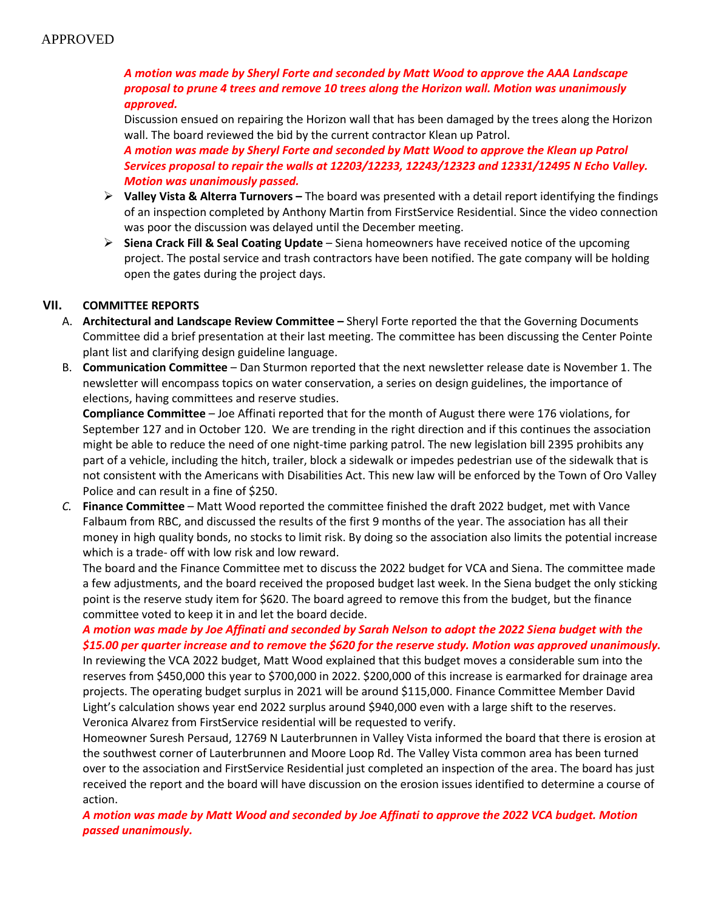APPROVED

***A motion was made by Sheryl Forte and seconded by Matt Wood to approve the AAA Landscape proposal to prune 4 trees and remove 10 trees along the Horizon wall. Motion was unanimously approved.***

Discussion ensued on repairing the Horizon wall that has been damaged by the trees along the Horizon wall. The board reviewed the bid by the current contractor Klean up Patrol.

***A motion was made by Sheryl Forte and seconded by Matt Wood to approve the Klean up Patrol Services proposal to repair the walls at 12203/12233, 12243/12323 and 12331/12495 N Echo Valley. Motion was unanimously passed.***

- **Valley Vista & Alterra Turnovers –** The board was presented with a detail report identifying the findings of an inspection completed by Anthony Martin from FirstService Residential. Since the video connection was poor the discussion was delayed until the December meeting.
- **Siena Crack Fill & Seal Coating Update** – Siena homeowners have received notice of the upcoming project. The postal service and trash contractors have been notified. The gate company will be holding open the gates during the project days.

## VII. COMMITTEE REPORTS

A. **Architectural and Landscape Review Committee –** Sheryl Forte reported the that the Governing Documents Committee did a brief presentation at their last meeting. The committee has been discussing the Center Pointe plant list and clarifying design guideline language.

B. **Communication Committee** – Dan Sturmon reported that the next newsletter release date is November 1. The newsletter will encompass topics on water conservation, a series on design guidelines, the importance of elections, having committees and reserve studies.

**Compliance Committee** – Joe Affinati reported that for the month of August there were 176 violations, for September 127 and in October 120. We are trending in the right direction and if this continues the association might be able to reduce the need of one night-time parking patrol. The new legislation bill 2395 prohibits any part of a vehicle, including the hitch, trailer, block a sidewalk or impedes pedestrian use of the sidewalk that is not consistent with the Americans with Disabilities Act. This new law will be enforced by the Town of Oro Valley Police and can result in a fine of $250.

*C.* **Finance Committee** – Matt Wood reported the committee finished the draft 2022 budget, met with Vance Falbaum from RBC, and discussed the results of the first 9 months of the year. The association has all their money in high quality bonds, no stocks to limit risk. By doing so the association also limits the potential increase which is a trade- off with low risk and low reward.

The board and the Finance Committee met to discuss the 2022 budget for VCA and Siena. The committee made a few adjustments, and the board received the proposed budget last week. In the Siena budget the only sticking point is the reserve study item for $620. The board agreed to remove this from the budget, but the finance committee voted to keep it in and let the board decide.

***A motion was made by Joe Affinati and seconded by Sarah Nelson to adopt the 2022 Siena budget with the $15.00 per quarter increase and to remove the $620 for the reserve study. Motion was approved unanimously.***

In reviewing the VCA 2022 budget, Matt Wood explained that this budget moves a considerable sum into the reserves from $450,000 this year to $700,000 in 2022. $200,000 of this increase is earmarked for drainage area projects. The operating budget surplus in 2021 will be around $115,000. Finance Committee Member David Light's calculation shows year end 2022 surplus around $940,000 even with a large shift to the reserves. Veronica Alvarez from FirstService residential will be requested to verify.

Homeowner Suresh Persaud, 12769 N Lauterbrunnen in Valley Vista informed the board that there is erosion at the southwest corner of Lauterbrunnen and Moore Loop Rd. The Valley Vista common area has been turned over to the association and FirstService Residential just completed an inspection of the area. The board has just received the report and the board will have discussion on the erosion issues identified to determine a course of action.

***A motion was made by Matt Wood and seconded by Joe Affinati to approve the 2022 VCA budget. Motion passed unanimously.***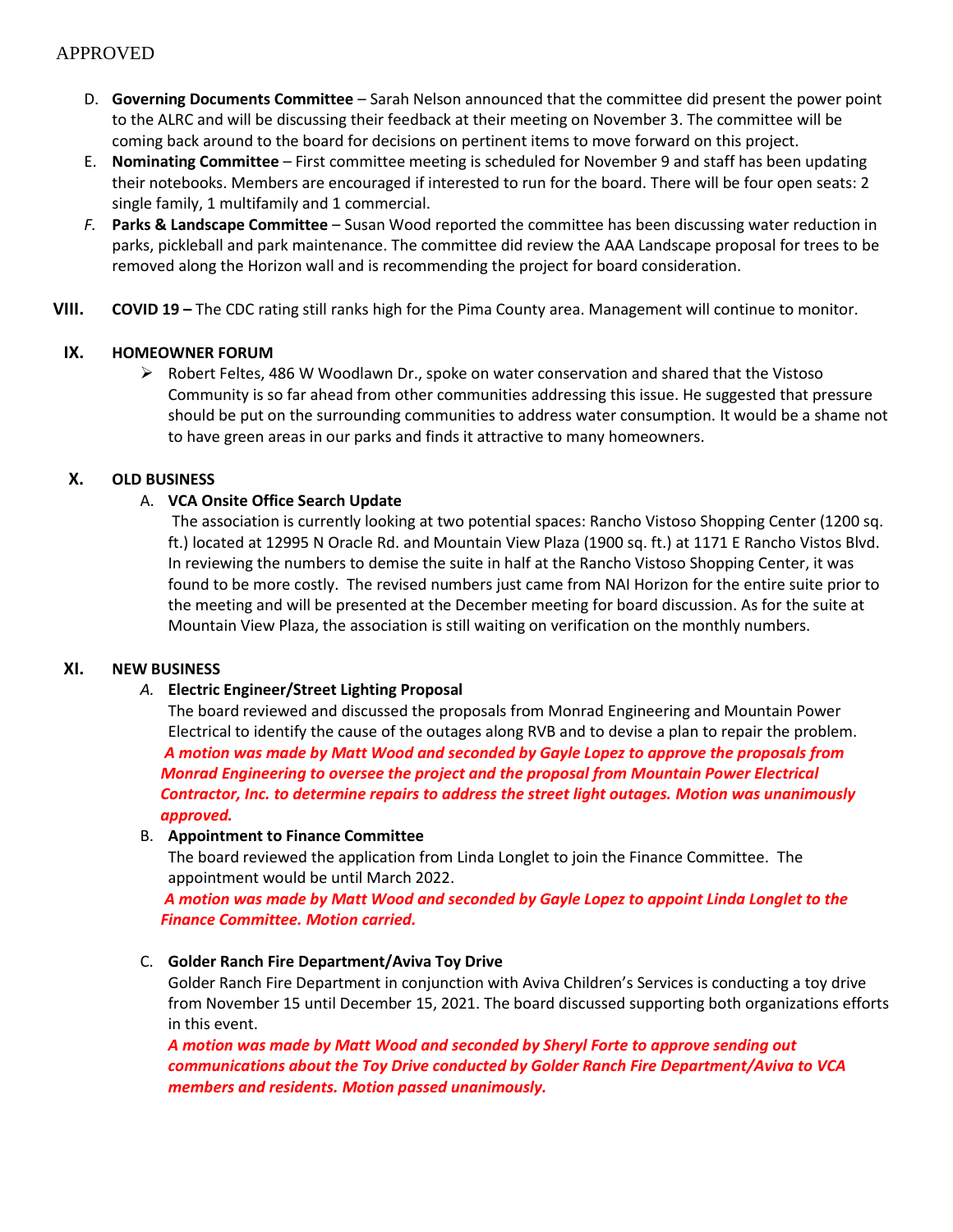APPROVED

D. **Governing Documents Committee** – Sarah Nelson announced that the committee did present the power point to the ALRC and will be discussing their feedback at their meeting on November 3. The committee will be coming back around to the board for decisions on pertinent items to move forward on this project.

E. **Nominating Committee** – First committee meeting is scheduled for November 9 and staff has been updating their notebooks. Members are encouraged if interested to run for the board. There will be four open seats: 2 single family, 1 multifamily and 1 commercial.

*F.* **Parks & Landscape Committee** – Susan Wood reported the committee has been discussing water reduction in parks, pickleball and park maintenance. The committee did review the AAA Landscape proposal for trees to be removed along the Horizon wall and is recommending the project for board consideration.

## VIII. COVID 19 – The CDC rating still ranks high for the Pima County area. Management will continue to monitor.

## IX. HOMEOWNER FORUM

- Robert Feltes, 486 W Woodlawn Dr., spoke on water conservation and shared that the Vistoso Community is so far ahead from other communities addressing this issue. He suggested that pressure should be put on the surrounding communities to address water consumption. It would be a shame not to have green areas in our parks and finds it attractive to many homeowners.

## X. OLD BUSINESS

A. **VCA Onsite Office Search Update**

The association is currently looking at two potential spaces: Rancho Vistoso Shopping Center (1200 sq. ft.) located at 12995 N Oracle Rd. and Mountain View Plaza (1900 sq. ft.) at 1171 E Rancho Vistos Blvd. In reviewing the numbers to demise the suite in half at the Rancho Vistoso Shopping Center, it was found to be more costly. The revised numbers just came from NAI Horizon for the entire suite prior to the meeting and will be presented at the December meeting for board discussion. As for the suite at Mountain View Plaza, the association is still waiting on verification on the monthly numbers.

## XI. NEW BUSINESS

*A.* **Electric Engineer/Street Lighting Proposal**

The board reviewed and discussed the proposals from Monrad Engineering and Mountain Power Electrical to identify the cause of the outages along RVB and to devise a plan to repair the problem.

***A motion was made by Matt Wood and seconded by Gayle Lopez to approve the proposals from Monrad Engineering to oversee the project and the proposal from Mountain Power Electrical Contractor, Inc. to determine repairs to address the street light outages. Motion was unanimously approved.***

B. **Appointment to Finance Committee**

The board reviewed the application from Linda Longlet to join the Finance Committee. The appointment would be until March 2022.

***A motion was made by Matt Wood and seconded by Gayle Lopez to appoint Linda Longlet to the Finance Committee. Motion carried.***

C. **Golder Ranch Fire Department/Aviva Toy Drive**

Golder Ranch Fire Department in conjunction with Aviva Children's Services is conducting a toy drive from November 15 until December 15, 2021. The board discussed supporting both organizations efforts in this event.

***A motion was made by Matt Wood and seconded by Sheryl Forte to approve sending out communications about the Toy Drive conducted by Golder Ranch Fire Department/Aviva to VCA members and residents. Motion passed unanimously.***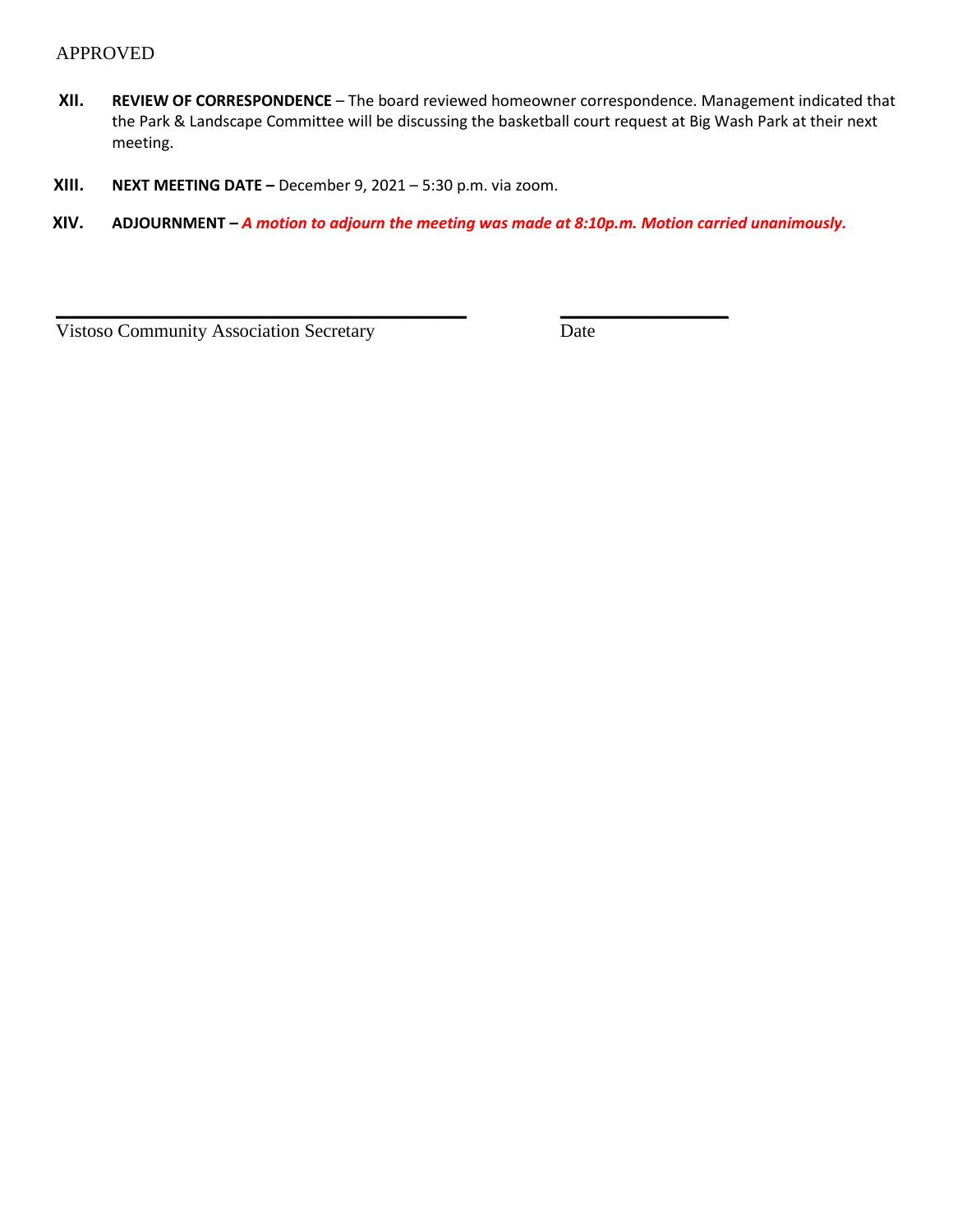APPROVED

**XII. REVIEW OF CORRESPONDENCE** – The board reviewed homeowner correspondence. Management indicated that the Park & Landscape Committee will be discussing the basketball court request at Big Wash Park at their next meeting.

**XIII. NEXT MEETING DATE –** December 9, 2021 – 5:30 p.m. via zoom.

**XIV. ADJOURNMENT –** ***A motion to adjourn the meeting was made at 8:10p.m. Motion carried unanimously.***

\_\_\_\_\_\_\_\_\_\_\_\_\_\_\_\_\_\_\_\_\_\_\_\_\_\_\_\_\_\_\_\_\_\_\_\_\_\_\_\_ \_\_\_\_\_\_\_\_\_\_\_\_\_\_\_\_\_\_\_\_

Vistoso Community Association Secretary Date